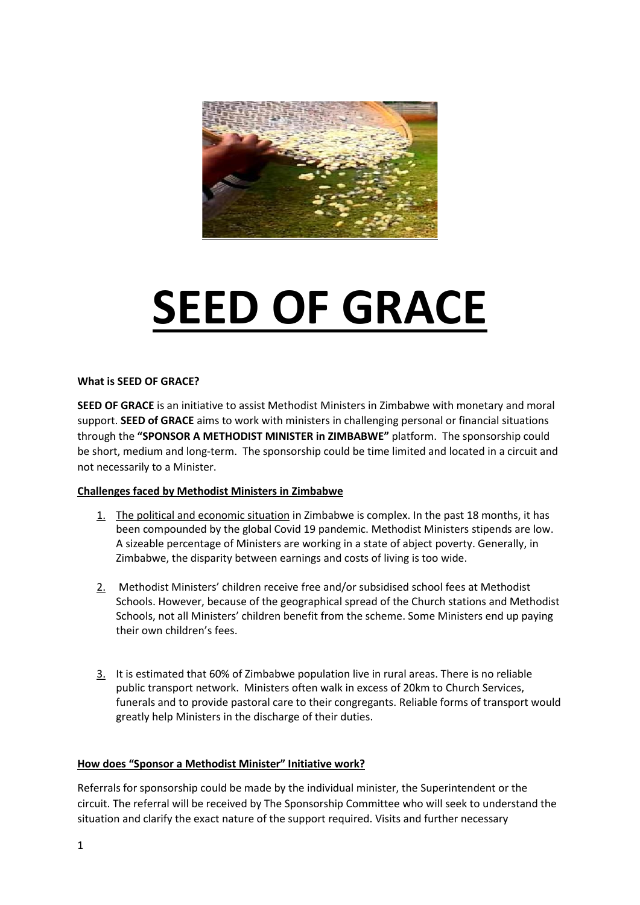# SEED OF GRACE

**What is SEED OF GRACE?**

**SEED OF GRACE** is an initiative to assist Methodist Ministers in Zimbabwe with monetary and moral support. **SEED of GRACE** aims to work with ministers in challenging personal or financial situations through the **"SPONSOR A METHODIST MINISTER in ZIMBABWE"** platform. The sponsorship could be short, medium and long-term. The sponsorship could be time limited and located in a circuit and not necessarily to a Minister.

## Challenges faced by Methodist Ministers in Zimbabwe

1. The political and economic situation in Zimbabwe is complex. In the past 18 months, it has been compounded by the global Covid 19 pandemic. Methodist Ministers stipends are low. A sizeable percentage of Ministers are working in a state of abject poverty. Generally, in Zimbabwe, the disparity between earnings and costs of living is too wide.

2. Methodist Ministers' children receive free and/or subsidised school fees at Methodist Schools. However, because of the geographical spread of the Church stations and Methodist Schools, not all Ministers' children benefit from the scheme. Some Ministers end up paying their own children's fees.

3. It is estimated that 60% of Zimbabwe population live in rural areas. There is no reliable public transport network. Ministers often walk in excess of 20km to Church Services, funerals and to provide pastoral care to their congregants. Reliable forms of transport would greatly help Ministers in the discharge of their duties.

## How does "Sponsor a Methodist Minister" Initiative work?

Referrals for sponsorship could be made by the individual minister, the Superintendent or the circuit. The referral will be received by The Sponsorship Committee who will seek to understand the situation and clarify the exact nature of the support required. Visits and further necessary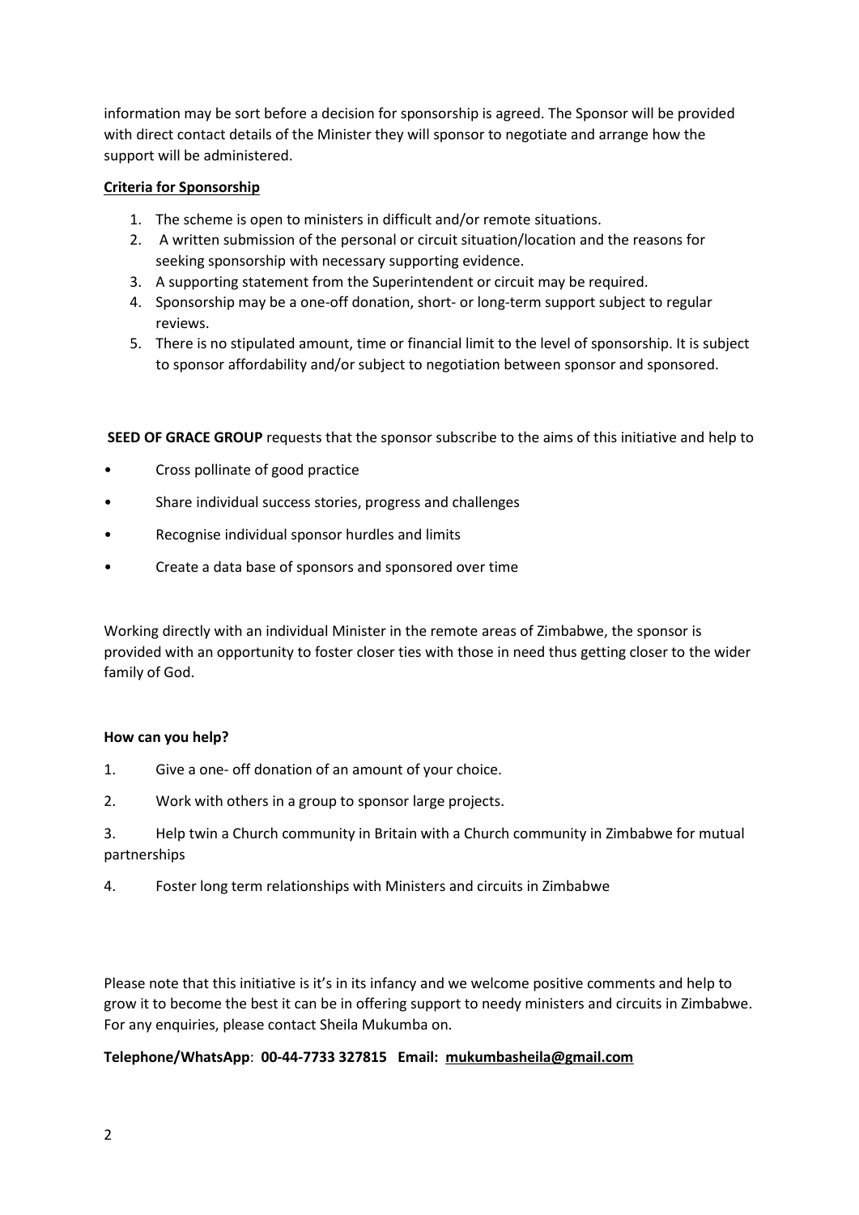information may be sort before a decision for sponsorship is agreed. The Sponsor will be provided with direct contact details of the Minister they will sponsor to negotiate and arrange how the support will be administered.

**Criteria for Sponsorship**

1. The scheme is open to ministers in difficult and/or remote situations.
2. A written submission of the personal or circuit situation/location and the reasons for seeking sponsorship with necessary supporting evidence.
3. A supporting statement from the Superintendent or circuit may be required.
4. Sponsorship may be a one-off donation, short- or long-term support subject to regular reviews.
5. There is no stipulated amount, time or financial limit to the level of sponsorship. It is subject to sponsor affordability and/or subject to negotiation between sponsor and sponsored.

**SEED OF GRACE GROUP** requests that the sponsor subscribe to the aims of this initiative and help to

- Cross pollinate of good practice
- Share individual success stories, progress and challenges
- Recognise individual sponsor hurdles and limits
- Create a data base of sponsors and sponsored over time

Working directly with an individual Minister in the remote areas of Zimbabwe, the sponsor is provided with an opportunity to foster closer ties with those in need thus getting closer to the wider family of God.

**How can you help?**

1. Give a one- off donation of an amount of your choice.
2. Work with others in a group to sponsor large projects.
3. Help twin a Church community in Britain with a Church community in Zimbabwe for mutual partnerships
4. Foster long term relationships with Ministers and circuits in Zimbabwe

Please note that this initiative is it's in its infancy and we welcome positive comments and help to grow it to become the best it can be in offering support to needy ministers and circuits in Zimbabwe. For any enquiries, please contact Sheila Mukumba on.

**Telephone/WhatsApp**: **00-44-7733 327815 Email: mukumbasheila@gmail.com**